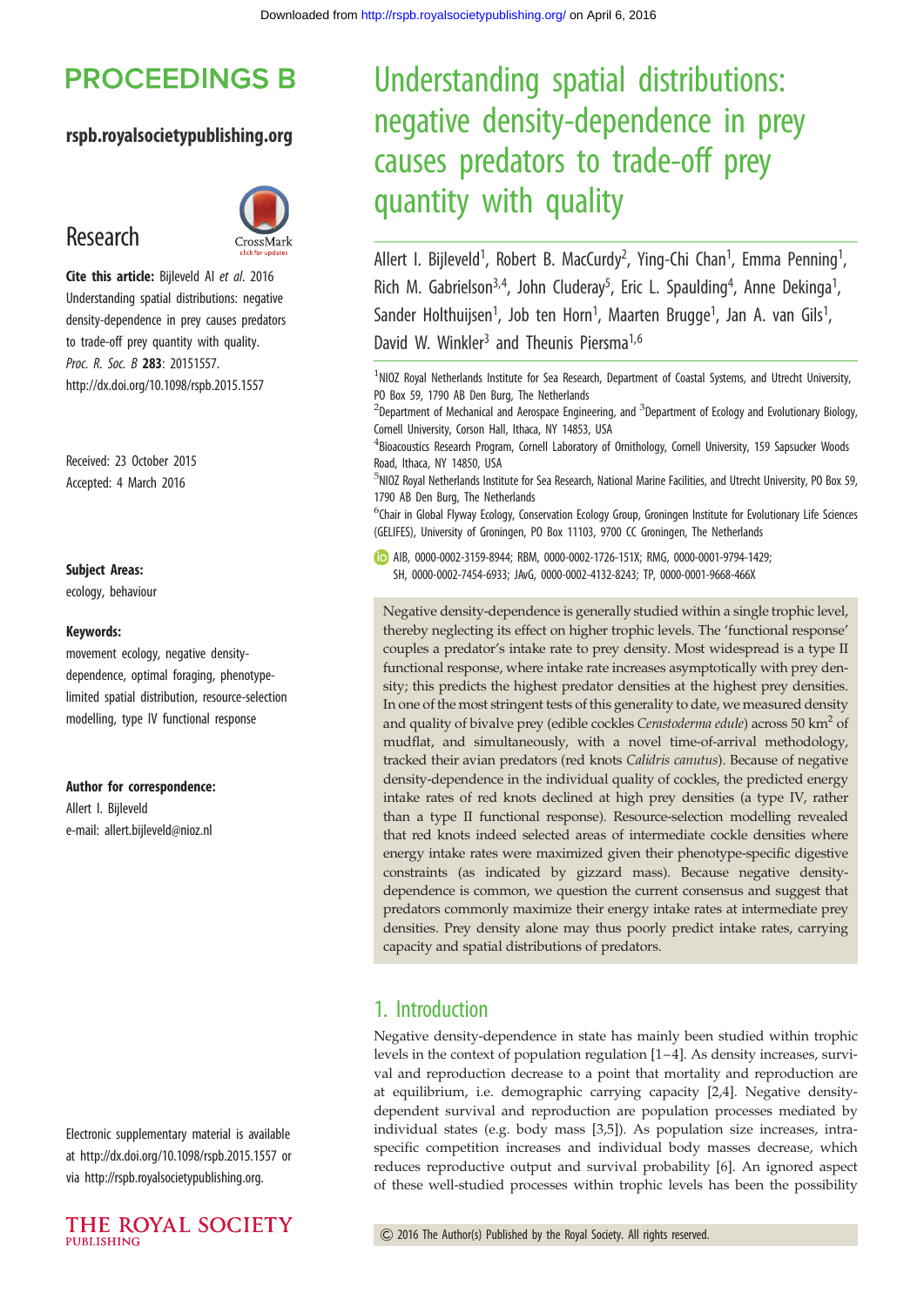PROCEEDINGS B

rspb.royalsocietypublishing.org

Research

**Cite this article:** Bijleveld AI *et al.* 2016 Understanding spatial distributions: negative density-dependence in prey causes predators to trade-off prey quantity with quality. *Proc. R. Soc. B* **283**: 20151557. http://dx.doi.org/10.1098/rspb.2015.1557

Received: 23 October 2015
Accepted: 4 March 2016

**Subject Areas:**
ecology, behaviour

**Keywords:**
movement ecology, negative density-dependence, optimal foraging, phenotype-limited spatial distribution, resource-selection modelling, type IV functional response

**Author for correspondence:**
Allert I. Bijleveld
e-mail: allert.bijleveld@nioz.nl

Electronic supplementary material is available at http://dx.doi.org/10.1098/rspb.2015.1557 or via http://rspb.royalsocietypublishing.org.

# Understanding spatial distributions: negative density-dependence in prey causes predators to trade-off prey quantity with quality

Allert I. Bijleveld[1], Robert B. MacCurdy[2], Ying-Chi Chan[1], Emma Penning[1], Rich M. Gabrielson[3,4], John Cluderay[5], Eric L. Spaulding[4], Anne Dekinga[1], Sander Holthuijsen[1], Job ten Horn[1], Maarten Brugge[1], Jan A. van Gils[1], David W. Winkler[3] and Theunis Piersma[1,6]

[1]NIOZ Royal Netherlands Institute for Sea Research, Department of Coastal Systems, and Utrecht University, PO Box 59, 1790 AB Den Burg, The Netherlands
[2]Department of Mechanical and Aerospace Engineering, and [3]Department of Ecology and Evolutionary Biology, Cornell University, Corson Hall, Ithaca, NY 14853, USA
[4]Bioacoustics Research Program, Cornell Laboratory of Ornithology, Cornell University, 159 Sapsucker Woods Road, Ithaca, NY 14850, USA
[5]NIOZ Royal Netherlands Institute for Sea Research, National Marine Facilities, and Utrecht University, PO Box 59, 1790 AB Den Burg, The Netherlands
[6]Chair in Global Flyway Ecology, Conservation Ecology Group, Groningen Institute for Evolutionary Life Sciences (GELIFES), University of Groningen, PO Box 11103, 9700 CC Groningen, The Netherlands

AIB, 0000-0002-3159-8944; RBM, 0000-0002-1726-151X; RMG, 0000-0001-9794-1429; SH, 0000-0002-7454-6933; JAvG, 0000-0002-4132-8243; TP, 0000-0001-9668-466X

Negative density-dependence is generally studied within a single trophic level, thereby neglecting its effect on higher trophic levels. The 'functional response' couples a predator's intake rate to prey density. Most widespread is a type II functional response, where intake rate increases asymptotically with prey density; this predicts the highest predator densities at the highest prey densities. In one of the most stringent tests of this generality to date, we measured density and quality of bivalve prey (edible cockles *Cerastoderma edule*) across 50 km$^2$ of mudflat, and simultaneously, with a novel time-of-arrival methodology, tracked their avian predators (red knots *Calidris canutus*). Because of negative density-dependence in the individual quality of cockles, the predicted energy intake rates of red knots declined at high prey densities (a type IV, rather than a type II functional response). Resource-selection modelling revealed that red knots indeed selected areas of intermediate cockle densities where energy intake rates were maximized given their phenotype-specific digestive constraints (as indicated by gizzard mass). Because negative density-dependence is common, we question the current consensus and suggest that predators commonly maximize their energy intake rates at intermediate prey densities. Prey density alone may thus poorly predict intake rates, carrying capacity and spatial distributions of predators.

## 1. Introduction

Negative density-dependence in state has mainly been studied within trophic levels in the context of population regulation [1–4]. As density increases, survival and reproduction decrease to a point that mortality and reproduction are at equilibrium, i.e. demographic carrying capacity [2,4]. Negative density-dependent survival and reproduction are population processes mediated by individual states (e.g. body mass [3,5]). As population size increases, intraspecific competition increases and individual body masses decrease, which reduces reproductive output and survival probability [6]. An ignored aspect of these well-studied processes within trophic levels has been the possibility

© 2016 The Author(s) Published by the Royal Society. All rights reserved.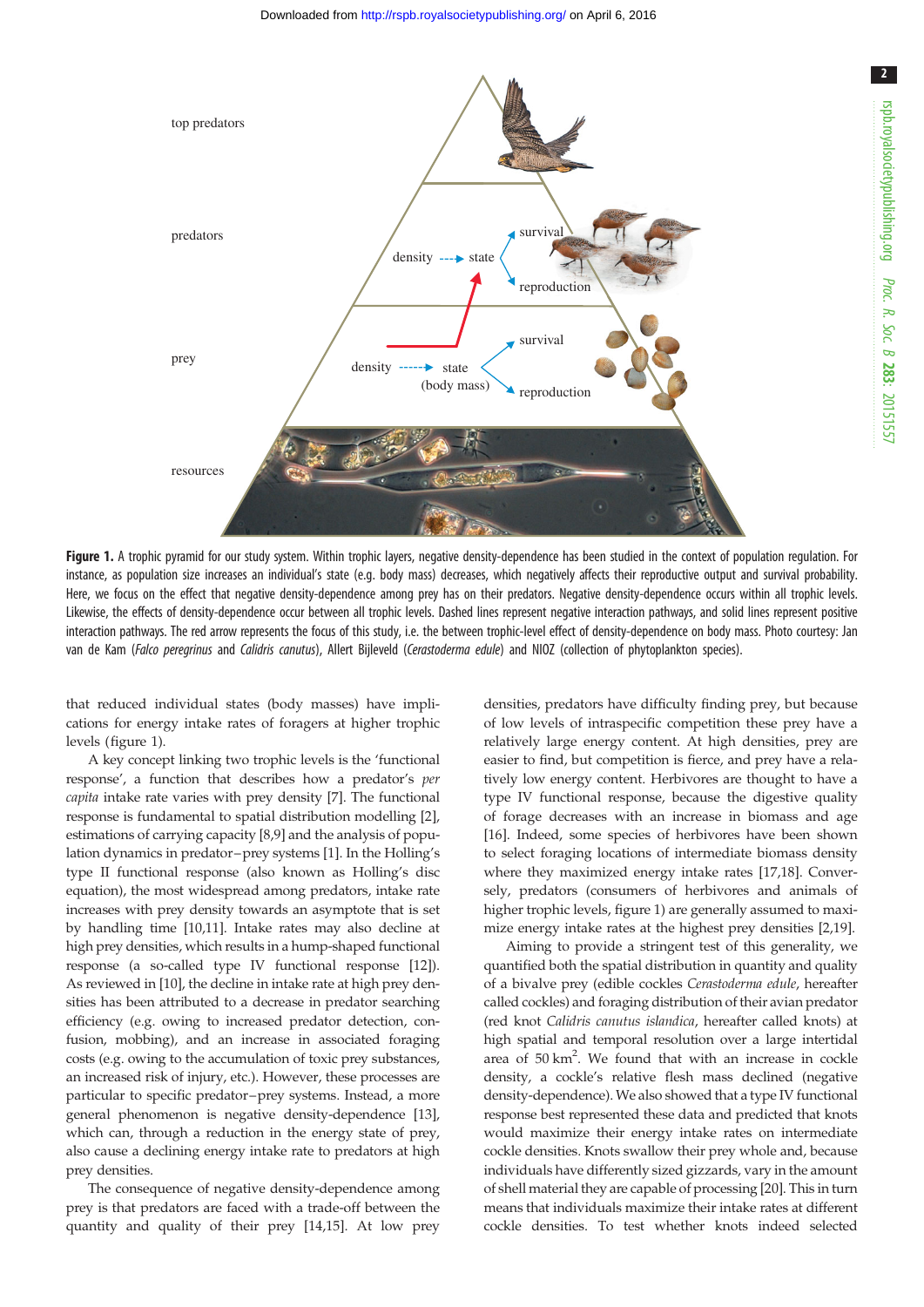**Figure 1.** A trophic pyramid for our study system. Within trophic layers, negative density-dependence has been studied in the context of population regulation. For instance, as population size increases an individual's state (e.g. body mass) decreases, which negatively affects their reproductive output and survival probability. Here, we focus on the effect that negative density-dependence among prey has on their predators. Negative density-dependence occurs within all trophic levels. Likewise, the effects of density-dependence occur between all trophic levels. Dashed lines represent negative interaction pathways, and solid lines represent positive interaction pathways. The red arrow represents the focus of this study, i.e. the between trophic-level effect of density-dependence on body mass. Photo courtesy: Jan van de Kam (*Falco peregrinus* and *Calidris canutus*), Allert Bijleveld (*Cerastoderma edule*) and NIOZ (collection of phytoplankton species).

that reduced individual states (body masses) have implications for energy intake rates of foragers at higher trophic levels (figure 1).

A key concept linking two trophic levels is the 'functional response', a function that describes how a predator's *per capita* intake rate varies with prey density [7]. The functional response is fundamental to spatial distribution modelling [2], estimations of carrying capacity [8,9] and the analysis of population dynamics in predator–prey systems [1]. In the Holling's type II functional response (also known as Holling's disc equation), the most widespread among predators, intake rate increases with prey density towards an asymptote that is set by handling time [10,11]. Intake rates may also decline at high prey densities, which results in a hump-shaped functional response (a so-called type IV functional response [12]). As reviewed in [10], the decline in intake rate at high prey densities has been attributed to a decrease in predator searching efficiency (e.g. owing to increased predator detection, confusion, mobbing), and an increase in associated foraging costs (e.g. owing to the accumulation of toxic prey substances, an increased risk of injury, etc.). However, these processes are particular to specific predator–prey systems. Instead, a more general phenomenon is negative density-dependence [13], which can, through a reduction in the energy state of prey, also cause a declining energy intake rate to predators at high prey densities.

The consequence of negative density-dependence among prey is that predators are faced with a trade-off between the quantity and quality of their prey [14,15]. At low prey densities, predators have difficulty finding prey, but because of low levels of intraspecific competition these prey have a relatively large energy content. At high densities, prey are easier to find, but competition is fierce, and prey have a relatively low energy content. Herbivores are thought to have a type IV functional response, because the digestive quality of forage decreases with an increase in biomass and age [16]. Indeed, some species of herbivores have been shown to select foraging locations of intermediate biomass density where they maximized energy intake rates [17,18]. Conversely, predators (consumers of herbivores and animals of higher trophic levels, figure 1) are generally assumed to maximize energy intake rates at the highest prey densities [2,19].

Aiming to provide a stringent test of this generality, we quantified both the spatial distribution in quantity and quality of a bivalve prey (edible cockles *Cerastoderma edule*, hereafter called cockles) and foraging distribution of their avian predator (red knot *Calidris canutus islandica*, hereafter called knots) at high spatial and temporal resolution over a large intertidal area of 50 $km^2$. We found that with an increase in cockle density, a cockle's relative flesh mass declined (negative density-dependence). We also showed that a type IV functional response best represented these data and predicted that knots would maximize their energy intake rates on intermediate cockle densities. Knots swallow their prey whole and, because individuals have differently sized gizzards, vary in the amount of shell material they are capable of processing [20]. This in turn means that individuals maximize their intake rates at different cockle densities. To test whether knots indeed selected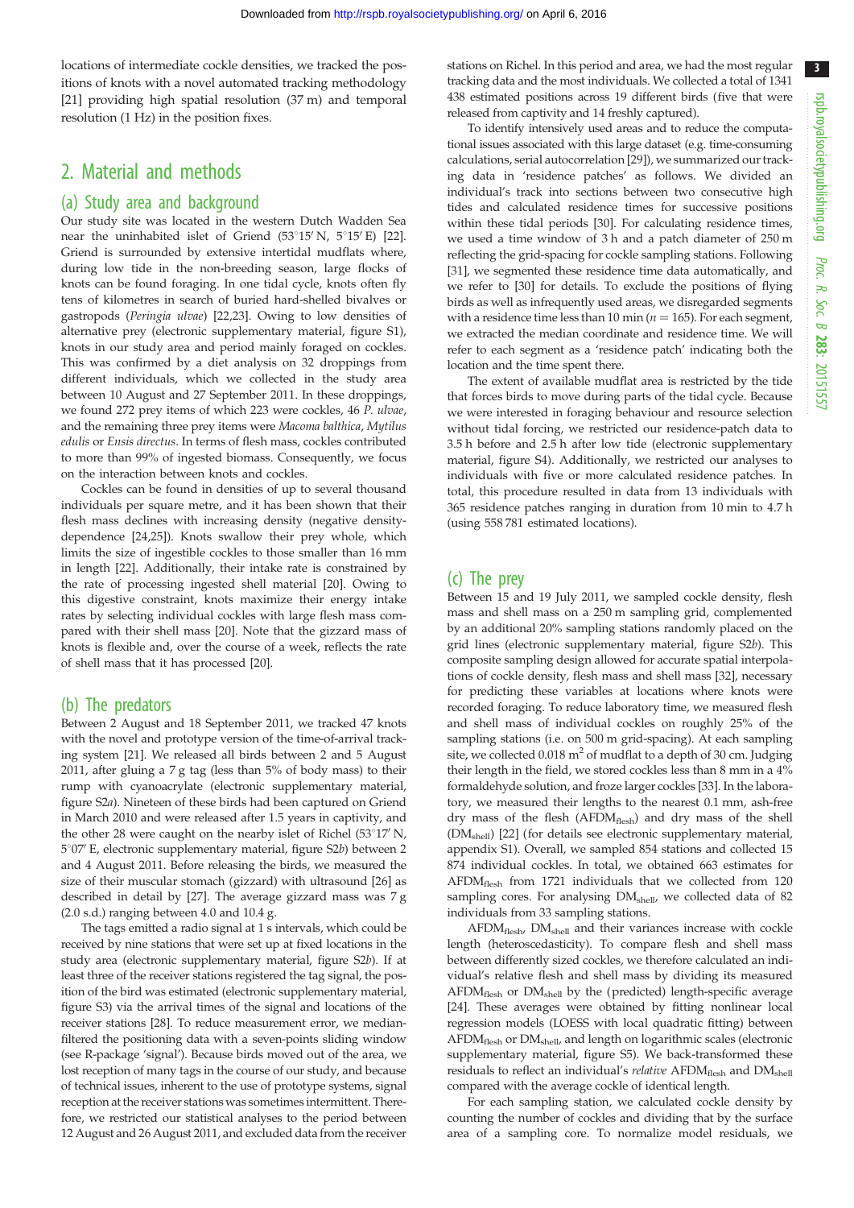locations of intermediate cockle densities, we tracked the positions of knots with a novel automated tracking methodology [21] providing high spatial resolution (37 m) and temporal resolution (1 Hz) in the position fixes.

## 2. Material and methods

### (a) Study area and background

Our study site was located in the western Dutch Wadden Sea near the uninhabited islet of Griend (53°15′ N, 5°15′ E) [22]. Griend is surrounded by extensive intertidal mudflats where, during low tide in the non-breeding season, large flocks of knots can be found foraging. In one tidal cycle, knots often fly tens of kilometres in search of buried hard-shelled bivalves or gastropods (*Peringia ulvae*) [22,23]. Owing to low densities of alternative prey (electronic supplementary material, figure S1), knots in our study area and period mainly foraged on cockles. This was confirmed by a diet analysis on 32 droppings from different individuals, which we collected in the study area between 10 August and 27 September 2011. In these droppings, we found 272 prey items of which 223 were cockles, 46 *P. ulvae*, and the remaining three prey items were *Macoma balthica*, *Mytilus edulis* or *Ensis directus*. In terms of flesh mass, cockles contributed to more than 99% of ingested biomass. Consequently, we focus on the interaction between knots and cockles.

Cockles can be found in densities of up to several thousand individuals per square metre, and it has been shown that their flesh mass declines with increasing density (negative density-dependence [24,25]). Knots swallow their prey whole, which limits the size of ingestible cockles to those smaller than 16 mm in length [22]. Additionally, their intake rate is constrained by the rate of processing ingested shell material [20]. Owing to this digestive constraint, knots maximize their energy intake rates by selecting individual cockles with large flesh mass compared with their shell mass [20]. Note that the gizzard mass of knots is flexible and, over the course of a week, reflects the rate of shell mass that it has processed [20].

### (b) The predators

Between 2 August and 18 September 2011, we tracked 47 knots with the novel and prototype version of the time-of-arrival tracking system [21]. We released all birds between 2 and 5 August 2011, after gluing a 7 g tag (less than 5% of body mass) to their rump with cyanoacrylate (electronic supplementary material, figure S2*a*). Nineteen of these birds had been captured on Griend in March 2010 and were released after 1.5 years in captivity, and the other 28 were caught on the nearby islet of Richel (53°17′ N, 5°07′ E, electronic supplementary material, figure S2*b*) between 2 and 4 August 2011. Before releasing the birds, we measured the size of their muscular stomach (gizzard) with ultrasound [26] as described in detail by [27]. The average gizzard mass was 7 g (2.0 s.d.) ranging between 4.0 and 10.4 g.

The tags emitted a radio signal at 1 s intervals, which could be received by nine stations that were set up at fixed locations in the study area (electronic supplementary material, figure S2*b*). If at least three of the receiver stations registered the tag signal, the position of the bird was estimated (electronic supplementary material, figure S3) via the arrival times of the signal and locations of the receiver stations [28]. To reduce measurement error, we median-filtered the positioning data with a seven-points sliding window (see R-package 'signal'). Because birds moved out of the area, we lost reception of many tags in the course of our study, and because of technical issues, inherent to the use of prototype systems, signal reception at the receiver stations was sometimes intermittent. Therefore, we restricted our statistical analyses to the period between 12 August and 26 August 2011, and excluded data from the receiver stations on Richel. In this period and area, we had the most regular tracking data and the most individuals. We collected a total of 1341 438 estimated positions across 19 different birds (five that were released from captivity and 14 freshly captured).

To identify intensively used areas and to reduce the computational issues associated with this large dataset (e.g. time-consuming calculations, serial autocorrelation [29]), we summarized our tracking data in 'residence patches' as follows. We divided an individual's track into sections between two consecutive high tides and calculated residence times for successive positions within these tidal periods [30]. For calculating residence times, we used a time window of 3 h and a patch diameter of 250 m reflecting the grid-spacing for cockle sampling stations. Following [31], we segmented these residence time data automatically, and we refer to [30] for details. To exclude the positions of flying birds as well as infrequently used areas, we disregarded segments with a residence time less than 10 min ($n = 165$). For each segment, we extracted the median coordinate and residence time. We will refer to each segment as a 'residence patch' indicating both the location and the time spent there.

The extent of available mudflat area is restricted by the tide that forces birds to move during parts of the tidal cycle. Because we were interested in foraging behaviour and resource selection without tidal forcing, we restricted our residence-patch data to 3.5 h before and 2.5 h after low tide (electronic supplementary material, figure S4). Additionally, we restricted our analyses to individuals with five or more calculated residence patches. In total, this procedure resulted in data from 13 individuals with 365 residence patches ranging in duration from 10 min to 4.7 h (using 558 781 estimated locations).

### (c) The prey

Between 15 and 19 July 2011, we sampled cockle density, flesh mass and shell mass on a 250 m sampling grid, complemented by an additional 20% sampling stations randomly placed on the grid lines (electronic supplementary material, figure S2*b*). This composite sampling design allowed for accurate spatial interpolations of cockle density, flesh mass and shell mass [32], necessary for predicting these variables at locations where knots were recorded foraging. To reduce laboratory time, we measured flesh and shell mass of individual cockles on roughly 25% of the sampling stations (i.e. on 500 m grid-spacing). At each sampling site, we collected 0.018 m$^2$ of mudflat to a depth of 30 cm. Judging their length in the field, we stored cockles less than 8 mm in a 4% formaldehyde solution, and froze larger cockles [33]. In the laboratory, we measured their lengths to the nearest 0.1 mm, ash-free dry mass of the flesh ($AFDM_{flesh}$) and dry mass of the shell ($DM_{shell}$) [22] (for details see electronic supplementary material, appendix S1). Overall, we sampled 854 stations and collected 15 874 individual cockles. In total, we obtained 663 estimates for $AFDM_{flesh}$ from 1721 individuals that we collected from 120 sampling cores. For analysing $DM_{shell}$, we collected data of 82 individuals from 33 sampling stations.

$AFDM_{flesh}$, $DM_{shell}$ and their variances increase with cockle length (heteroscedasticity). To compare flesh and shell mass between differently sized cockles, we therefore calculated an individual's relative flesh and shell mass by dividing its measured $AFDM_{flesh}$ or $DM_{shell}$ by the (predicted) length-specific average [24]. These averages were obtained by fitting nonlinear local regression models (LOESS with local quadratic fitting) between $AFDM_{flesh}$ or $DM_{shell}$, and length on logarithmic scales (electronic supplementary material, figure S5). We back-transformed these residuals to reflect an individual's *relative* $AFDM_{flesh}$ and $DM_{shell}$ compared with the average cockle of identical length.

For each sampling station, we calculated cockle density by counting the number of cockles and dividing that by the surface area of a sampling core. To normalize model residuals, we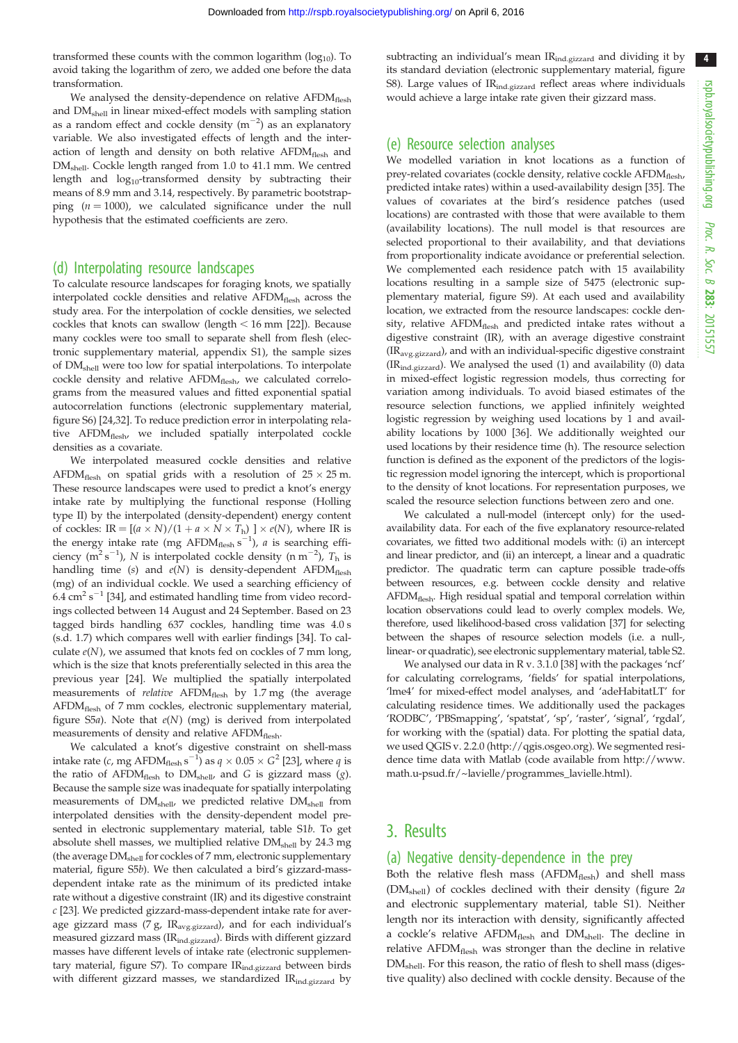transformed these counts with the common logarithm ($\log_{10}$). To avoid taking the logarithm of zero, we added one before the data transformation.

We analysed the density-dependence on relative $AFDM_{flesh}$ and $DM_{shell}$ in linear mixed-effect models with sampling station as a random effect and cockle density ($m^{-2}$) as an explanatory variable. We also investigated effects of length and the interaction of length and density on both relative $AFDM_{flesh}$ and $DM_{shell}$. Cockle length ranged from 1.0 to 41.1 mm. We centred length and $\log_{10}$-transformed density by subtracting their means of 8.9 mm and 3.14, respectively. By parametric bootstrapping ($n = 1000$), we calculated significance under the null hypothesis that the estimated coefficients are zero.

## (d) Interpolating resource landscapes

To calculate resource landscapes for foraging knots, we spatially interpolated cockle densities and relative $AFDM_{flesh}$ across the study area. For the interpolation of cockle densities, we selected cockles that knots can swallow (length < 16 mm [22]). Because many cockles were too small to separate shell from flesh (electronic supplementary material, appendix S1), the sample sizes of $DM_{shell}$ were too low for spatial interpolations. To interpolate cockle density and relative $AFDM_{flesh}$, we calculated correlograms from the measured values and fitted exponential spatial autocorrelation functions (electronic supplementary material, figure S6) [24,32]. To reduce prediction error in interpolating relative $AFDM_{flesh}$, we included spatially interpolated cockle densities as a covariate.

We interpolated measured cockle densities and relative $AFDM_{flesh}$ on spatial grids with a resolution of $25 \times 25$ m. These resource landscapes were used to predict a knot's energy intake rate by multiplying the functional response (Holling type II) by the interpolated (density-dependent) energy content of cockles: $IR = [(a \times N)/(1 + a \times N \times T_h)] \times e(N)$, where IR is the energy intake rate (mg $AFDM_{flesh}$ $s^{-1}$), $a$ is searching efficiency ($m^2\,s^{-1}$), $N$ is interpolated cockle density (n $m^{-2}$), $T_h$ is handling time ($s$) and $e(N)$ is density-dependent $AFDM_{flesh}$ (mg) of an individual cockle. We used a searching efficiency of 6.4 $cm^2\,s^{-1}$ [34], and estimated handling time from video recordings collected between 14 August and 24 September. Based on 23 tagged birds handling 637 cockles, handling time was 4.0 s (s.d. 1.7) which compares well with earlier findings [34]. To calculate $e(N)$, we assumed that knots fed on cockles of 7 mm long, which is the size that knots preferentially selected in this area the previous year [24]. We multiplied the spatially interpolated measurements of *relative* $AFDM_{flesh}$ by 1.7 mg (the average $AFDM_{flesh}$ of 7 mm cockles, electronic supplementary material, figure S5*a*). Note that $e(N)$ (mg) is derived from interpolated measurements of density and relative $AFDM_{flesh}$.

We calculated a knot's digestive constraint on shell-mass intake rate ($c$, mg $AFDM_{flesh}$ $s^{-1}$) as $q \times 0.05 \times G^2$ [23], where $q$ is the ratio of $AFDM_{flesh}$ to $DM_{shell}$, and $G$ is gizzard mass (g). Because the sample size was inadequate for spatially interpolating measurements of $DM_{shell}$, we predicted relative $DM_{shell}$ from interpolated densities with the density-dependent model presented in electronic supplementary material, table S1*b*. To get absolute shell masses, we multiplied relative $DM_{shell}$ by 24.3 mg (the average $DM_{shell}$ for cockles of 7 mm, electronic supplementary material, figure S5*b*). We then calculated a bird's gizzard-mass-dependent intake rate as the minimum of its predicted intake rate without a digestive constraint (IR) and its digestive constraint $c$ [23]. We predicted gizzard-mass-dependent intake rate for average gizzard mass (7 g, $IR_{avg.gizzard}$), and for each individual's measured gizzard mass ($IR_{ind.gizzard}$). Birds with different gizzard masses have different levels of intake rate (electronic supplementary material, figure S7). To compare $IR_{ind.gizzard}$ between birds with different gizzard masses, we standardized $IR_{ind.gizzard}$ by subtracting an individual's mean $IR_{ind.gizzard}$ and dividing it by its standard deviation (electronic supplementary material, figure S8). Large values of $IR_{ind.gizzard}$ reflect areas where individuals would achieve a large intake rate given their gizzard mass.

## (e) Resource selection analyses

We modelled variation in knot locations as a function of prey-related covariates (cockle density, relative cockle $AFDM_{flesh}$, predicted intake rates) within a used-availability design [35]. The values of covariates at the bird's residence patches (used locations) are contrasted with those that were available to them (availability locations). The null model is that resources are selected proportional to their availability, and that deviations from proportionality indicate avoidance or preferential selection. We complemented each residence patch with 15 availability locations resulting in a sample size of 5475 (electronic supplementary material, figure S9). At each used and availability location, we extracted from the resource landscapes: cockle density, relative $AFDM_{flesh}$ and predicted intake rates without a digestive constraint (IR), with an average digestive constraint ($IR_{avg.gizzard}$), and with an individual-specific digestive constraint ($IR_{ind.gizzard}$). We analysed the used (1) and availability (0) data in mixed-effect logistic regression models, thus correcting for variation among individuals. To avoid biased estimates of the resource selection functions, we applied infinitely weighted logistic regression by weighing used locations by 1 and availability locations by 1000 [36]. We additionally weighted our used locations by their residence time (h). The resource selection function is defined as the exponent of the predictors of the logistic regression model ignoring the intercept, which is proportional to the density of knot locations. For representation purposes, we scaled the resource selection functions between zero and one.

We calculated a null-model (intercept only) for the used-availability data. For each of the five explanatory resource-related covariates, we fitted two additional models with: (i) an intercept and linear predictor, and (ii) an intercept, a linear and a quadratic predictor. The quadratic term can capture possible trade-offs between resources, e.g. between cockle density and relative $AFDM_{flesh}$. High residual spatial and temporal correlation within location observations could lead to overly complex models. We, therefore, used likelihood-based cross validation [37] for selecting between the shapes of resource selection models (i.e. a null-, linear- or quadratic), see electronic supplementary material, table S2.

We analysed our data in R v. 3.1.0 [38] with the packages 'ncf' for calculating correlograms, 'fields' for spatial interpolations, 'lme4' for mixed-effect model analyses, and 'adeHabitatLT' for calculating residence times. We additionally used the packages 'RODBC', 'PBSmapping', 'spatstat', 'sp', 'raster', 'signal', 'rgdal', for working with the (spatial) data. For plotting the spatial data, we used QGIS v. 2.2.0 (http://qgis.osgeo.org). We segmented residence time data with Matlab (code available from http://www.math.u-psud.fr/~lavielle/programmes_lavielle.html).

# 3. Results

## (a) Negative density-dependence in the prey

Both the relative flesh mass ($AFDM_{flesh}$) and shell mass ($DM_{shell}$) of cockles declined with their density (figure 2*a* and electronic supplementary material, table S1). Neither length nor its interaction with density, significantly affected a cockle's relative $AFDM_{flesh}$ and $DM_{shell}$. The decline in relative $AFDM_{flesh}$ was stronger than the decline in relative $DM_{shell}$. For this reason, the ratio of flesh to shell mass (digestive quality) also declined with cockle density. Because of the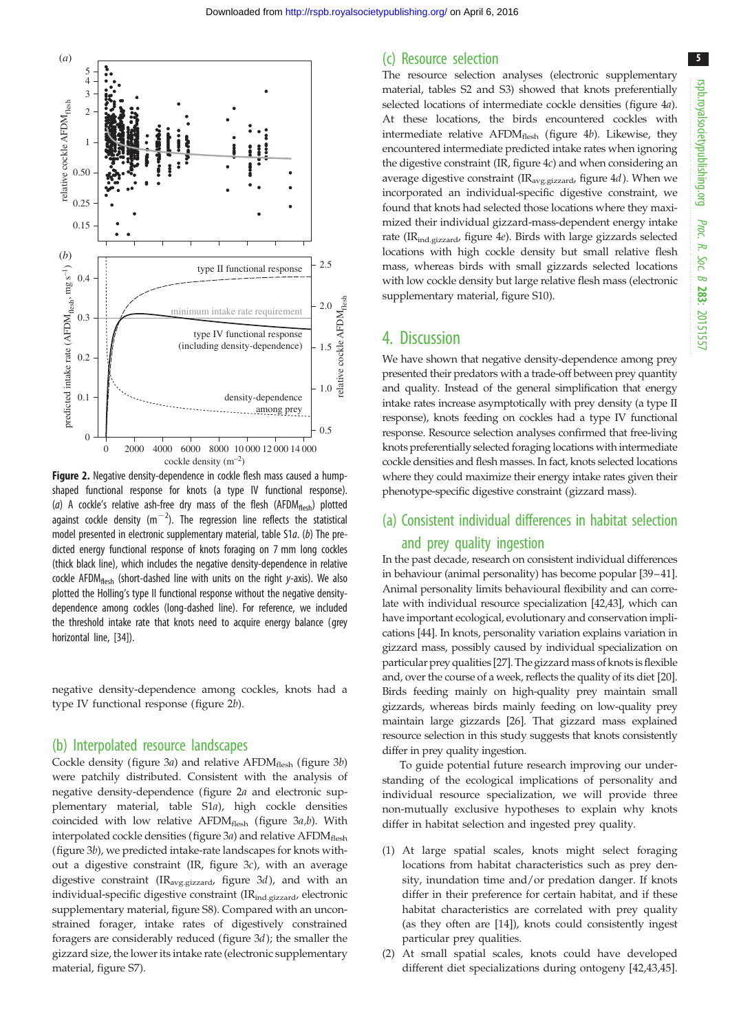**Figure 2.** Negative density-dependence in cockle flesh mass caused a hump-shaped functional response for knots (a type IV functional response). (*a*) A cockle's relative ash-free dry mass of the flesh ($AFDM_{flesh}$) plotted against cockle density ($m^{-2}$). The regression line reflects the statistical model presented in electronic supplementary material, table S1*a*. (*b*) The predicted energy functional response of knots foraging on 7 mm long cockles (thick black line), which includes the negative density-dependence in relative cockle $AFDM_{flesh}$ (short-dashed line with units on the right *y*-axis). We also plotted the Holling's type II functional response without the negative density-dependence among cockles (long-dashed line). For reference, we included the threshold intake rate that knots need to acquire energy balance (grey horizontal line, [34]).

negative density-dependence among cockles, knots had a type IV functional response (figure 2*b*).

## (b) Interpolated resource landscapes

Cockle density (figure 3*a*) and relative $AFDM_{flesh}$ (figure 3*b*) were patchily distributed. Consistent with the analysis of negative density-dependence (figure 2*a* and electronic supplementary material, table S1*a*), high cockle densities coincided with low relative $AFDM_{flesh}$ (figure 3*a*,*b*). With interpolated cockle densities (figure 3*a*) and relative $AFDM_{flesh}$ (figure 3*b*), we predicted intake-rate landscapes for knots without a digestive constraint (IR, figure 3*c*), with an average digestive constraint ($IR_{avg.gizzard}$, figure 3*d*), and with an individual-specific digestive constraint ($IR_{ind.gizzard}$, electronic supplementary material, figure S8). Compared with an unconstrained forager, intake rates of digestively constrained foragers are considerably reduced (figure 3*d*); the smaller the gizzard size, the lower its intake rate (electronic supplementary material, figure S7).

## (c) Resource selection

The resource selection analyses (electronic supplementary material, tables S2 and S3) showed that knots preferentially selected locations of intermediate cockle densities (figure 4*a*). At these locations, the birds encountered cockles with intermediate relative $AFDM_{flesh}$ (figure 4*b*). Likewise, they encountered intermediate predicted intake rates when ignoring the digestive constraint (IR, figure 4*c*) and when considering an average digestive constraint ($IR_{avg.gizzard}$, figure 4*d*). When we incorporated an individual-specific digestive constraint, we found that knots had selected those locations where they maximized their individual gizzard-mass-dependent energy intake rate ($IR_{ind.gizzard}$, figure 4*e*). Birds with large gizzards selected locations with high cockle density but small relative flesh mass, whereas birds with small gizzards selected locations with low cockle density but large relative flesh mass (electronic supplementary material, figure S10).

# 4. Discussion

We have shown that negative density-dependence among prey presented their predators with a trade-off between prey quantity and quality. Instead of the general simplification that energy intake rates increase asymptotically with prey density (a type II response), knots feeding on cockles had a type IV functional response. Resource selection analyses confirmed that free-living knots preferentially selected foraging locations with intermediate cockle densities and flesh masses. In fact, knots selected locations where they could maximize their energy intake rates given their phenotype-specific digestive constraint (gizzard mass).

## (a) Consistent individual differences in habitat selection and prey quality ingestion

In the past decade, research on consistent individual differences in behaviour (animal personality) has become popular [39–41]. Animal personality limits behavioural flexibility and can correlate with individual resource specialization [42,43], which can have important ecological, evolutionary and conservation implications [44]. In knots, personality variation explains variation in gizzard mass, possibly caused by individual specialization on particular prey qualities [27]. The gizzard mass of knots is flexible and, over the course of a week, reflects the quality of its diet [20]. Birds feeding mainly on high-quality prey maintain small gizzards, whereas birds mainly feeding on low-quality prey maintain large gizzards [26]. That gizzard mass explained resource selection in this study suggests that knots consistently differ in prey quality ingestion.

To guide potential future research improving our understanding of the ecological implications of personality and individual resource specialization, we will provide three non-mutually exclusive hypotheses to explain why knots differ in habitat selection and ingested prey quality.

(1) At large spatial scales, knots might select foraging locations from habitat characteristics such as prey density, inundation time and/or predation danger. If knots differ in their preference for certain habitat, and if these habitat characteristics are correlated with prey quality (as they often are [14]), knots could consistently ingest particular prey qualities.
(2) At small spatial scales, knots could have developed different diet specializations during ontogeny [42,43,45].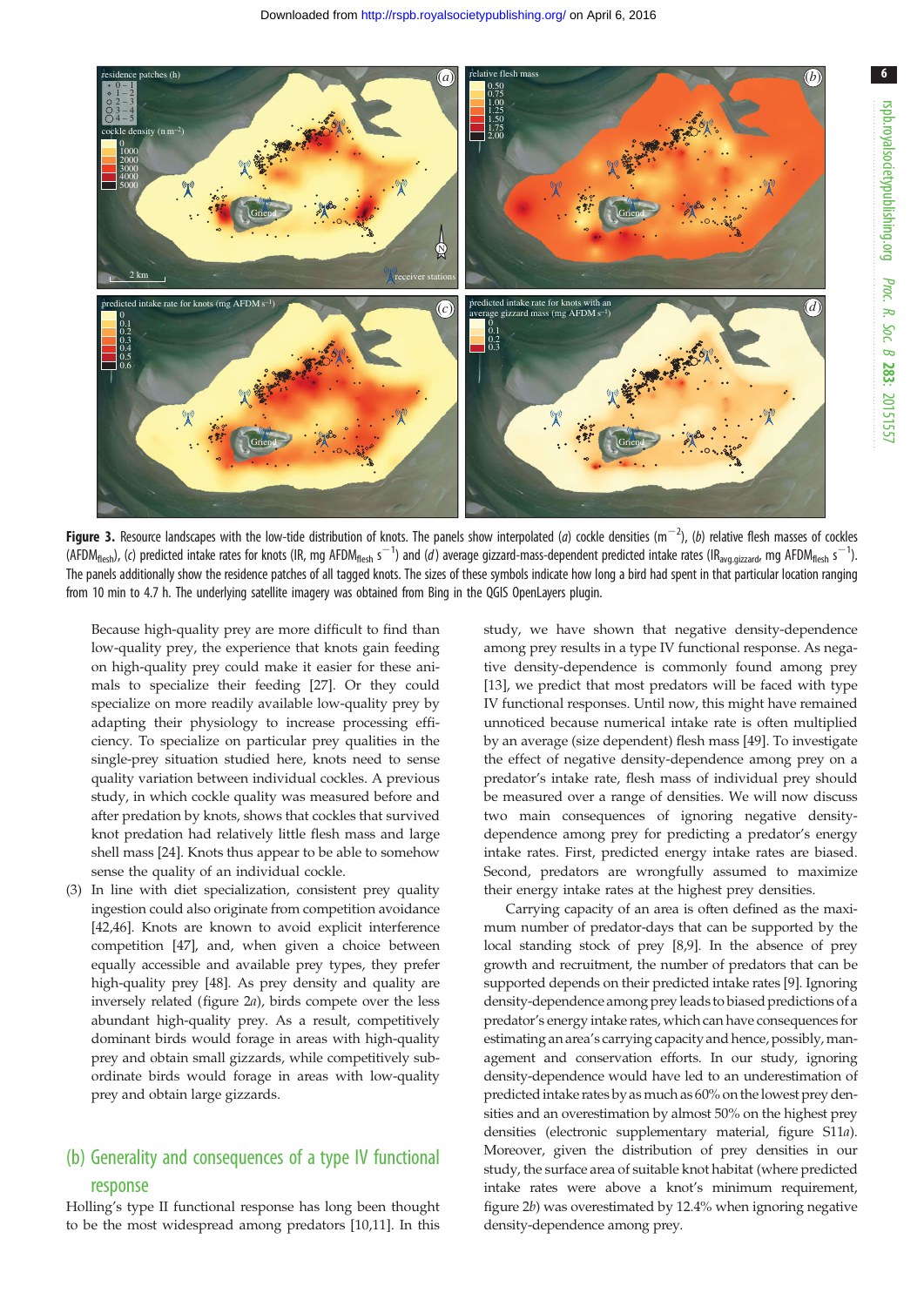**Figure 3.** Resource landscapes with the low-tide distribution of knots. The panels show interpolated (*a*) cockle densities ($m^{-2}$), (*b*) relative flesh masses of cockles ($AFDM_{flesh}$), (*c*) predicted intake rates for knots (IR, mg $AFDM_{flesh}$ $s^{-1}$) and (*d*) average gizzard-mass-dependent predicted intake rates ($IR_{avg.gizzard}$, mg $AFDM_{flesh}$ $s^{-1}$). The panels additionally show the residence patches of all tagged knots. The sizes of these symbols indicate how long a bird had spent in that particular location ranging from 10 min to 4.7 h. The underlying satellite imagery was obtained from Bing in the QGIS OpenLayers plugin.

Because high-quality prey are more difficult to find than low-quality prey, the experience that knots gain feeding on high-quality prey could make it easier for these animals to specialize their feeding [27]. Or they could specialize on more readily available low-quality prey by adapting their physiology to increase processing efficiency. To specialize on particular prey qualities in the single-prey situation studied here, knots need to sense quality variation between individual cockles. A previous study, in which cockle quality was measured before and after predation by knots, shows that cockles that survived knot predation had relatively little flesh mass and large shell mass [24]. Knots thus appear to be able to somehow sense the quality of an individual cockle.

(3) In line with diet specialization, consistent prey quality ingestion could also originate from competition avoidance [42,46]. Knots are known to avoid explicit interference competition [47], and, when given a choice between equally accessible and available prey types, they prefer high-quality prey [48]. As prey density and quality are inversely related (figure 2*a*), birds compete over the less abundant high-quality prey. As a result, competitively dominant birds would forage in areas with high-quality prey and obtain small gizzards, while competitively subordinate birds would forage in areas with low-quality prey and obtain large gizzards.

## (b) Generality and consequences of a type IV functional response

Holling's type II functional response has long been thought to be the most widespread among predators [10,11]. In this study, we have shown that negative density-dependence among prey results in a type IV functional response. As negative density-dependence is commonly found among prey [13], we predict that most predators will be faced with type IV functional responses. Until now, this might have remained unnoticed because numerical intake rate is often multiplied by an average (size dependent) flesh mass [49]. To investigate the effect of negative density-dependence among prey on a predator's intake rate, flesh mass of individual prey should be measured over a range of densities. We will now discuss two main consequences of ignoring negative density-dependence among prey for predicting a predator's energy intake rates. First, predicted energy intake rates are biased. Second, predators are wrongfully assumed to maximize their energy intake rates at the highest prey densities.

Carrying capacity of an area is often defined as the maximum number of predator-days that can be supported by the local standing stock of prey [8,9]. In the absence of prey growth and recruitment, the number of predators that can be supported depends on their predicted intake rates [9]. Ignoring density-dependence among prey leads to biased predictions of a predator's energy intake rates, which can have consequences for estimating an area's carrying capacity and hence, possibly, management and conservation efforts. In our study, ignoring density-dependence would have led to an underestimation of predicted intake rates by as much as 60% on the lowest prey densities and an overestimation by almost 50% on the highest prey densities (electronic supplementary material, figure S11*a*). Moreover, given the distribution of prey densities in our study, the surface area of suitable knot habitat (where predicted intake rates were above a knot's minimum requirement, figure 2*b*) was overestimated by 12.4% when ignoring negative density-dependence among prey.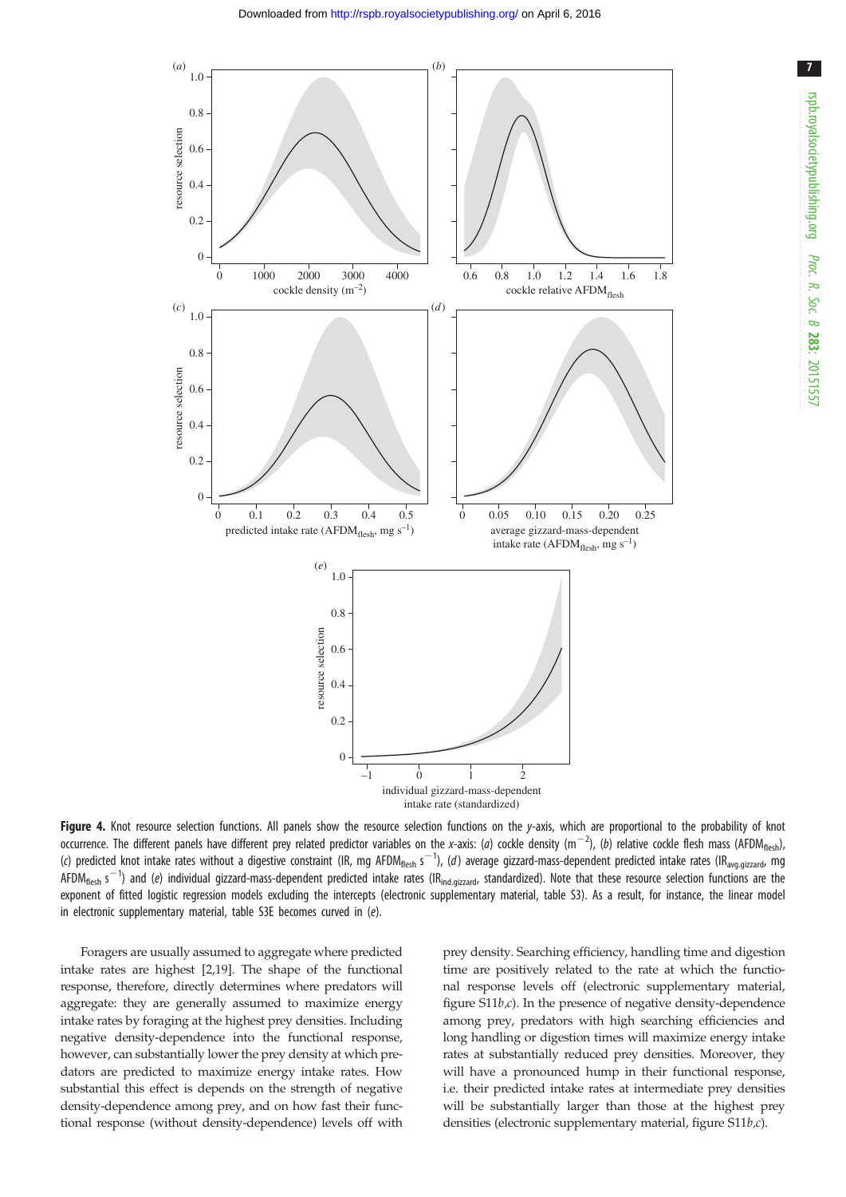**Figure 4.** Knot resource selection functions. All panels show the resource selection functions on the *y*-axis, which are proportional to the probability of knot occurrence. The different panels have different prey related predictor variables on the *x*-axis: (*a*) cockle density ($m^{-2}$), (*b*) relative cockle flesh mass ($AFDM_{flesh}$), (*c*) predicted knot intake rates without a digestive constraint (IR, mg $AFDM_{flesh}$ $s^{-1}$), (*d*) average gizzard-mass-dependent predicted intake rates ($IR_{avg.gizzard}$, mg $AFDM_{flesh}$ $s^{-1}$) and (*e*) individual gizzard-mass-dependent predicted intake rates ($IR_{ind.gizzard}$, standardized). Note that these resource selection functions are the exponent of fitted logistic regression models excluding the intercepts (electronic supplementary material, table S3). As a result, for instance, the linear model in electronic supplementary material, table S3E becomes curved in (*e*).

Foragers are usually assumed to aggregate where predicted intake rates are highest [2,19]. The shape of the functional response, therefore, directly determines where predators will aggregate: they are generally assumed to maximize energy intake rates by foraging at the highest prey densities. Including negative density-dependence into the functional response, however, can substantially lower the prey density at which predators are predicted to maximize energy intake rates. How substantial this effect is depends on the strength of negative density-dependence among prey, and on how fast their functional response (without density-dependence) levels off with prey density. Searching efficiency, handling time and digestion time are positively related to the rate at which the functional response levels off (electronic supplementary material, figure S11*b*,*c*). In the presence of negative density-dependence among prey, predators with high searching efficiencies and long handling or digestion times will maximize energy intake rates at substantially reduced prey densities. Moreover, they will have a pronounced hump in their functional response, i.e. their predicted intake rates at intermediate prey densities will be substantially larger than those at the highest prey densities (electronic supplementary material, figure S11*b*,*c*).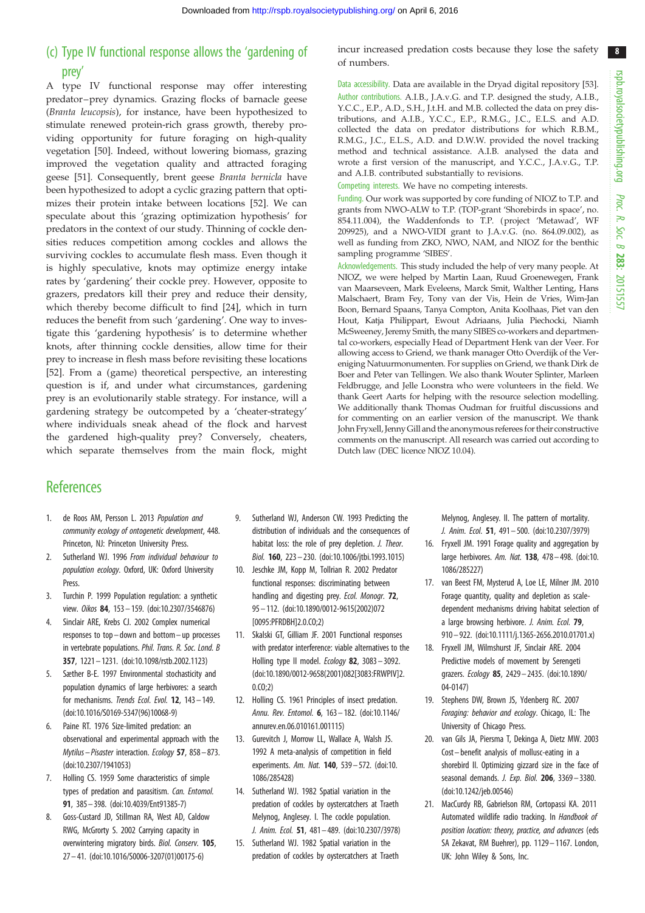### (c) Type IV functional response allows the 'gardening of prey'

A type IV functional response may offer interesting predator–prey dynamics. Grazing flocks of barnacle geese (*Branta leucopsis*), for instance, have been hypothesized to stimulate renewed protein-rich grass growth, thereby providing opportunity for future foraging on high-quality vegetation [50]. Indeed, without lowering biomass, grazing improved the vegetation quality and attracted foraging geese [51]. Consequently, brent geese *Branta bernicla* have been hypothesized to adopt a cyclic grazing pattern that optimizes their protein intake between locations [52]. We can speculate about this 'grazing optimization hypothesis' for predators in the context of our study. Thinning of cockle densities reduces competition among cockles and allows the surviving cockles to accumulate flesh mass. Even though it is highly speculative, knots may optimize energy intake rates by 'gardening' their cockle prey. However, opposite to grazers, predators kill their prey and reduce their density, which thereby become difficult to find [24], which in turn reduces the benefit from such 'gardening'. One way to investigate this 'gardening hypothesis' is to determine whether knots, after thinning cockle densities, allow time for their prey to increase in flesh mass before revisiting these locations [52]. From a (game) theoretical perspective, an interesting question is if, and under what circumstances, gardening prey is an evolutionarily stable strategy. For instance, will a gardening strategy be outcompeted by a 'cheater-strategy' where individuals sneak ahead of the flock and harvest the gardened high-quality prey? Conversely, cheaters, which separate themselves from the main flock, might incur increased predation costs because they lose the safety of numbers.

Data accessibility. Data are available in the Dryad digital repository [53].

Author contributions. A.I.B., J.A.v.G. and T.P. designed the study, A.I.B., Y.C.C., E.P., A.D., S.H., J.t.H. and M.B. collected the data on prey distributions, and A.I.B., Y.C.C., E.P., R.M.G., J.C., E.L.S. and A.D. collected the data on predator distributions for which R.B.M., R.M.G., J.C., E.L.S., A.D. and D.W.W. provided the novel tracking method and technical assistance. A.I.B. analysed the data and wrote a first version of the manuscript, and Y.C.C., J.A.v.G., T.P. and A.I.B. contributed substantially to revisions.

Competing interests. We have no competing interests.

Funding. Our work was supported by core funding of NIOZ to T.P. and grants from NWO-ALW to T.P. (TOP-grant 'Shorebirds in space', no. 854.11.004), the Waddenfonds to T.P. (project 'Metawad', WF 209925), and a NWO-VIDI grant to J.A.v.G. (no. 864.09.002), as well as funding from ZKO, NWO, NAM, and NIOZ for the benthic sampling programme 'SIBES'.

Acknowledgements. This study included the help of very many people. At NIOZ, we were helped by Martin Laan, Ruud Groenewegen, Frank van Maarseveen, Mark Eveleens, Marck Smit, Walther Lenting, Hans Malschaert, Bram Fey, Tony van der Vis, Hein de Vries, Wim-Jan Boon, Bernard Spaans, Tanya Compton, Anita Koolhaas, Piet van den Hout, Katja Philippart, Ewout Adriaans, Julia Piechocki, Niamh McSweeney, Jeremy Smith, the many SIBES co-workers and departmental co-workers, especially Head of Department Henk van der Veer. For allowing access to Griend, we thank manager Otto Overdijk of the Vereniging Natuurmonumenten. For supplies on Griend, we thank Dirk de Boer and Peter van Tellingen. We also thank Wouter Splinter, Marleen Feldbrugge, and Jelle Loonstra who were volunteers in the field. We thank Geert Aarts for helping with the resource selection modelling. We additionally thank Thomas Oudman for fruitful discussions and for commenting on an earlier version of the manuscript. We thank John Fryxell, Jenny Gill and the anonymous referees for their constructive comments on the manuscript. All research was carried out according to Dutch law (DEC licence NIOZ 10.04).

## References

1. de Roos AM, Persson L. 2013 *Population and community ecology of ontogenetic development*, 448. Princeton, NJ: Princeton University Press.
2. Sutherland WJ. 1996 *From individual behaviour to population ecology*. Oxford, UK: Oxford University Press.
3. Turchin P. 1999 Population regulation: a synthetic view. *Oikos* **84**, 153–159. (doi:10.2307/3546876)
4. Sinclair ARE, Krebs CJ. 2002 Complex numerical responses to top–down and bottom–up processes in vertebrate populations. *Phil. Trans. R. Soc. Lond. B* **357**, 1221–1231. (doi:10.1098/rstb.2002.1123)
5. Sæther B-E. 1997 Environmental stochasticity and population dynamics of large herbivores: a search for mechanisms. *Trends Ecol. Evol.* **12**, 143–149. (doi:10.1016/S0169-5347(96)10068-9)
6. Paine RT. 1976 Size-limited predation: an observational and experimental approach with the *Mytilus*–*Pisaster* interaction. *Ecology* **57**, 858–873. (doi:10.2307/1941053)
7. Holling CS. 1959 Some characteristics of simple types of predation and parasitism. *Can. Entomol.* **91**, 385–398. (doi:10.4039/Ent91385-7)
8. Goss-Custard JD, Stillman RA, West AD, Caldow RWG, McGrorty S. 2002 Carrying capacity in overwintering migratory birds. *Biol. Conserv.* **105**, 27–41. (doi:10.1016/S0006-3207(01)00175-6)
9. Sutherland WJ, Anderson CW. 1993 Predicting the distribution of individuals and the consequences of habitat loss: the role of prey depletion. *J. Theor. Biol.* **160**, 223–230. (doi:10.1006/jtbi.1993.1015)
10. Jeschke JM, Kopp M, Tollrian R. 2002 Predator functional responses: discriminating between handling and digesting prey. *Ecol. Monogr.* **72**, 95–112. (doi:10.1890/0012-9615(2002)072[0095:PFRDBH]2.0.CO;2)
11. Skalski GT, Gilliam JF. 2001 Functional responses with predator interference: viable alternatives to the Holling type II model. *Ecology* **82**, 3083–3092. (doi:10.1890/0012-9658(2001)082[3083:FRWPIV]2.0.CO;2)
12. Holling CS. 1961 Principles of insect predation. *Annu. Rev. Entomol.* **6**, 163–182. (doi:10.1146/annurev.en.06.010161.001115)
13. Gurevitch J, Morrow LL, Wallace A, Walsh JS. 1992 A meta-analysis of competition in field experiments. *Am. Nat.* **140**, 539–572. (doi:10.1086/285428)
14. Sutherland WJ. 1982 Spatial variation in the predation of cockles by oystercatchers at Traeth Melynog, Anglesey. I. The cockle population. *J. Anim. Ecol.* **51**, 481–489. (doi:10.2307/3978)
15. Sutherland WJ. 1982 Spatial variation in the predation of cockles by oystercatchers at Traeth Melynog, Anglesey. II. The pattern of mortality. *J. Anim. Ecol.* **51**, 491–500. (doi:10.2307/3979)
16. Fryxell JM. 1991 Forage quality and aggregation by large herbivores. *Am. Nat.* **138**, 478–498. (doi:10.1086/285227)
17. van Beest FM, Mysterud A, Loe LE, Milner JM. 2010 Forage quantity, quality and depletion as scale-dependent mechanisms driving habitat selection of a large browsing herbivore. *J. Anim. Ecol.* **79**, 910–922. (doi:10.1111/j.1365-2656.2010.01701.x)
18. Fryxell JM, Wilmshurst JF, Sinclair ARE. 2004 Predictive models of movement by Serengeti grazers. *Ecology* **85**, 2429–2435. (doi:10.1890/04-0147)
19. Stephens DW, Brown JS, Ydenberg RC. 2007 *Foraging: behavior and ecology*. Chicago, IL: The University of Chicago Press.
20. van Gils JA, Piersma T, Dekinga A, Dietz MW. 2003 Cost–benefit analysis of mollusc-eating in a shorebird II. Optimizing gizzard size in the face of seasonal demands. *J. Exp. Biol.* **206**, 3369–3380. (doi:10.1242/jeb.00546)
21. MacCurdy RB, Gabrielson RM, Cortopassi KA. 2011 Automated wildlife radio tracking. In *Handbook of position location: theory, practice, and advances* (eds SA Zekavat, RM Buehrer), pp. 1129–1167. London, UK: John Wiley & Sons, Inc.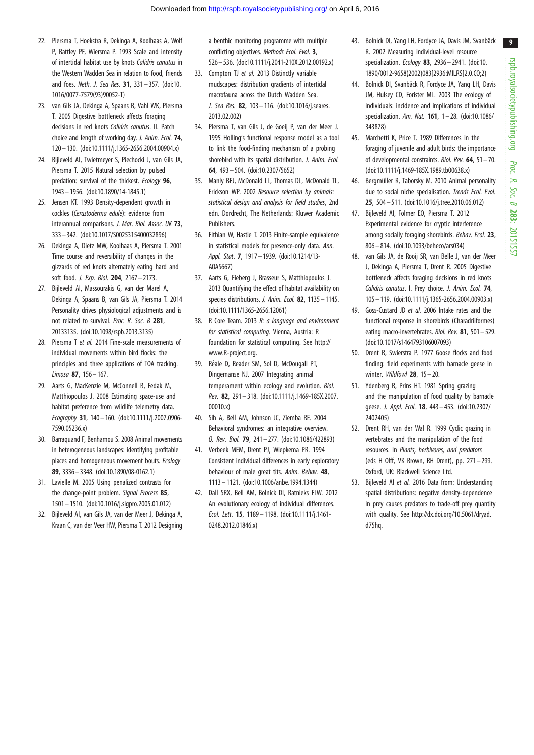22. Piersma T, Hoekstra R, Dekinga A, Koolhaas A, Wolf P, Battley PF, Wiersma P. 1993 Scale and intensity of intertidal habitat use by knots *Calidris canutus* in the Western Wadden Sea in relation to food, friends and foes. *Neth. J. Sea Res.* **31**, 331–357. (doi:10.1016/0077-7579(93)90052-T)
23. van Gils JA, Dekinga A, Spaans B, Vahl WK, Piersma T. 2005 Digestive bottleneck affects foraging decisions in red knots *Calidris canutus*. II. Patch choice and length of working day. *J. Anim. Ecol.* **74**, 120–130. (doi:10.1111/j.1365-2656.2004.00904.x)
24. Bijleveld AI, Twietmeyer S, Piechocki J, van Gils JA, Piersma T. 2015 Natural selection by pulsed predation: survival of the thickest. *Ecology* **96**, 1943–1956. (doi:10.1890/14-1845.1)
25. Jensen KT. 1993 Density-dependent growth in cockles (*Cerastoderma edule*): evidence from interannual comparisons. *J. Mar. Biol. Assoc. UK* **73**, 333–342. (doi:10.1017/S0025315400032896)
26. Dekinga A, Dietz MW, Koolhaas A, Piersma T. 2001 Time course and reversibility of changes in the gizzards of red knots alternately eating hard and soft food. *J. Exp. Biol.* **204**, 2167–2173.
27. Bijleveld AI, Massourakis G, van der Marel A, Dekinga A, Spaans B, van Gils JA, Piersma T. 2014 Personality drives physiological adjustments and is not related to survival. *Proc. R. Soc. B* **281**, 20133135. (doi:10.1098/rspb.2013.3135)
28. Piersma T *et al.* 2014 Fine-scale measurements of individual movements within bird flocks: the principles and three applications of TOA tracking. *Limosa* **87**, 156–167.
29. Aarts G, MacKenzie M, McConnell B, Fedak M, Matthiopoulos J. 2008 Estimating space-use and habitat preference from wildlife telemetry data. *Ecography* **31**, 140–160. (doi:10.1111/j.2007.0906-7590.05236.x)
30. Barraquand F, Benhamou S. 2008 Animal movements in heterogeneous landscapes: identifying profitable places and homogeneous movement bouts. *Ecology* **89**, 3336–3348. (doi:10.1890/08-0162.1)
31. Lavielle M. 2005 Using penalized contrasts for the change-point problem. *Signal Process* **85**, 1501–1510. (doi:10.1016/j.sigpro.2005.01.012)
32. Bijleveld AI, van Gils JA, van der Meer J, Dekinga A, Kraan C, van der Veer HW, Piersma T. 2012 Designing a benthic monitoring programme with multiple conflicting objectives. *Methods Ecol. Evol.* **3**, 526–536. (doi:10.1111/j.2041-210X.2012.00192.x)
33. Compton TJ *et al.* 2013 Distinctly variable mudscapes: distribution gradients of intertidal macrofauna across the Dutch Wadden Sea. *J. Sea Res.* **82**, 103–116. (doi:10.1016/j.seares.2013.02.002)
34. Piersma T, van Gils J, de Goeij P, van der Meer J. 1995 Holling's functional response model as a tool to link the food-finding mechanism of a probing shorebird with its spatial distribution. *J. Anim. Ecol.* **64**, 493–504. (doi:10.2307/5652)
35. Manly BFJ, McDonald LL, Thomas DL, McDonald TL, Erickson WP. 2002 *Resource selection by animals: statistical design and analysis for field studies*, 2nd edn. Dordrecht, The Netherlands: Kluwer Academic Publishers.
36. Fithian W, Hastie T. 2013 Finite-sample equivalence in statistical models for presence-only data. *Ann. Appl. Stat.* **7**, 1917–1939. (doi:10.1214/13-AOAS667)
37. Aarts G, Fieberg J, Brasseur S, Matthiopoulos J. 2013 Quantifying the effect of habitat availability on species distributions. *J. Anim. Ecol.* **82**, 1135–1145. (doi:10.1111/1365-2656.12061)
38. R Core Team. 2013 *R: a language and environment for statistical computing*. Vienna, Austria: R foundation for statistical computing. See http://www.R-project.org.
39. Réale D, Reader SM, Sol D, McDougall PT, Dingemanse NJ. 2007 Integrating animal temperament within ecology and evolution. *Biol. Rev.* **82**, 291–318. (doi:10.1111/j.1469-185X.2007.00010.x)
40. Sih A, Bell AM, Johnson JC, Ziemba RE. 2004 Behavioral syndromes: an integrative overview. *Q. Rev. Biol.* **79**, 241–277. (doi:10.1086/422893)
41. Verbeek MEM, Drent PJ, Wiepkema PR. 1994 Consistent individual differences in early exploratory behaviour of male great tits. *Anim. Behav.* **48**, 1113–1121. (doi:10.1006/anbe.1994.1344)
42. Dall SRX, Bell AM, Bolnick DI, Ratnieks FLW. 2012 An evolutionary ecology of individual differences. *Ecol. Lett.* **15**, 1189–1198. (doi:10.1111/j.1461-0248.2012.01846.x)
43. Bolnick DI, Yang LH, Fordyce JA, Davis JM, Svanbäck R. 2002 Measuring individual-level resource specialization. *Ecology* **83**, 2936–2941. (doi:10.1890/0012-9658(2002)083[2936:MILRS]2.0.CO;2)
44. Bolnick DI, Svanbäck R, Fordyce JA, Yang LH, Davis JM, Hulsey CD, Forister ML. 2003 The ecology of individuals: incidence and implications of individual specialization. *Am. Nat.* **161**, 1–28. (doi:10.1086/343878)
45. Marchetti K, Price T. 1989 Differences in the foraging of juvenile and adult birds: the importance of developmental constraints. *Biol. Rev.* **64**, 51–70. (doi:10.1111/j.1469-185X.1989.tb00638.x)
46. Bergmüller R, Taborsky M. 2010 Animal personality due to social niche specialisation. *Trends Ecol. Evol.* **25**, 504–511. (doi:10.1016/j.tree.2010.06.012)
47. Bijleveld AI, Folmer EO, Piersma T. 2012 Experimental evidence for cryptic interference among socially foraging shorebirds. *Behav. Ecol.* **23**, 806–814. (doi:10.1093/beheco/ars034)
48. van Gils JA, de Rooij SR, van Belle J, van der Meer J, Dekinga A, Piersma T, Drent R. 2005 Digestive bottleneck affects foraging decisions in red knots *Calidris canutus*. I. Prey choice. *J. Anim. Ecol.* **74**, 105–119. (doi:10.1111/j.1365-2656.2004.00903.x)
49. Goss-Custard JD *et al.* 2006 Intake rates and the functional response in shorebirds (Charadriiformes) eating macro-invertebrates. *Biol. Rev.* **81**, 501–529. (doi:10.1017/s1464793106007093)
50. Drent R, Swierstra P. 1977 Goose flocks and food finding: field experiments with barnacle geese in winter. *Wildfowl* **28**, 15–20.
51. Ydenberg R, Prins HT. 1981 Spring grazing and the manipulation of food quality by barnacle geese. *J. Appl. Ecol.* **18**, 443–453. (doi:10.2307/2402405)
52. Drent RH, van der Wal R. 1999 Cyclic grazing in vertebrates and the manipulation of the food resources. In *Plants, herbivores, and predators* (eds H Olff, VK Brown, RH Drent), pp. 271–299. Oxford, UK: Blackwell Science Ltd.
53. Bijleveld AI *et al.* 2016 Data from: Understanding spatial distributions: negative density-dependence in prey causes predators to trade-off prey quantity with quality. See http://dx.doi.org/10.5061/dryad.d75hq.